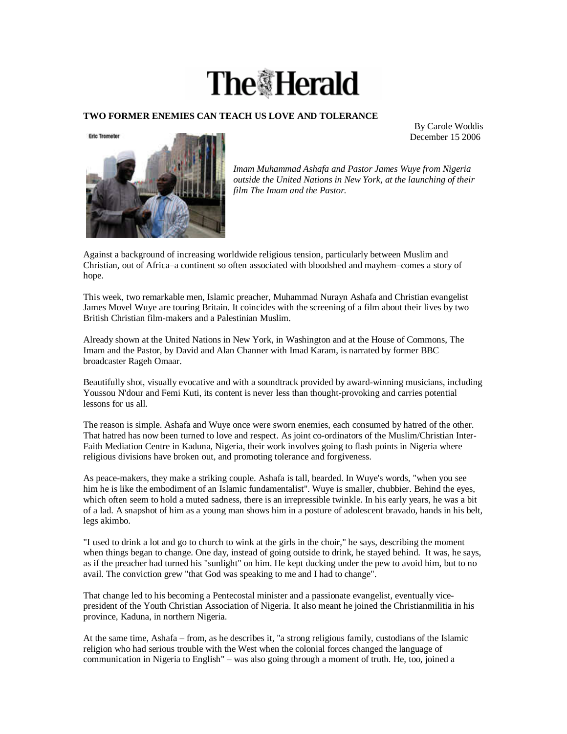# The Herald

**TWO FORMER ENEMIES CAN TEACH US LOVE AND TOLERANCE**

By Carole Woddis
December 15 2006

Eric Trometer

*Imam Muhammad Ashafa and Pastor James Wuye from Nigeria outside the United Nations in New York, at the launching of their film The Imam and the Pastor.*

Against a background of increasing worldwide religious tension, particularly between Muslim and Christian, out of Africa–a continent so often associated with bloodshed and mayhem–comes a story of hope.

This week, two remarkable men, Islamic preacher, Muhammad Nurayn Ashafa and Christian evangelist James Movel Wuye are touring Britain. It coincides with the screening of a film about their lives by two British Christian film-makers and a Palestinian Muslim.

Already shown at the United Nations in New York, in Washington and at the House of Commons, The Imam and the Pastor, by David and Alan Channer with Imad Karam, is narrated by former BBC broadcaster Rageh Omaar.

Beautifully shot, visually evocative and with a soundtrack provided by award-winning musicians, including Youssou N'dour and Femi Kuti, its content is never less than thought-provoking and carries potential lessons for us all.

The reason is simple. Ashafa and Wuye once were sworn enemies, each consumed by hatred of the other. That hatred has now been turned to love and respect. As joint co-ordinators of the Muslim/Christian Inter-Faith Mediation Centre in Kaduna, Nigeria, their work involves going to flash points in Nigeria where religious divisions have broken out, and promoting tolerance and forgiveness.

As peace-makers, they make a striking couple. Ashafa is tall, bearded. In Wuye's words, "when you see him he is like the embodiment of an Islamic fundamentalist". Wuye is smaller, chubbier. Behind the eyes, which often seem to hold a muted sadness, there is an irrepressible twinkle. In his early years, he was a bit of a lad. A snapshot of him as a young man shows him in a posture of adolescent bravado, hands in his belt, legs akimbo.

"I used to drink a lot and go to church to wink at the girls in the choir," he says, describing the moment when things began to change. One day, instead of going outside to drink, he stayed behind. It was, he says, as if the preacher had turned his "sunlight" on him. He kept ducking under the pew to avoid him, but to no avail. The conviction grew "that God was speaking to me and I had to change".

That change led to his becoming a Pentecostal minister and a passionate evangelist, eventually vice-president of the Youth Christian Association of Nigeria. It also meant he joined the Christianmilitia in his province, Kaduna, in northern Nigeria.

At the same time, Ashafa – from, as he describes it, "a strong religious family, custodians of the Islamic religion who had serious trouble with the West when the colonial forces changed the language of communication in Nigeria to English" – was also going through a moment of truth. He, too, joined a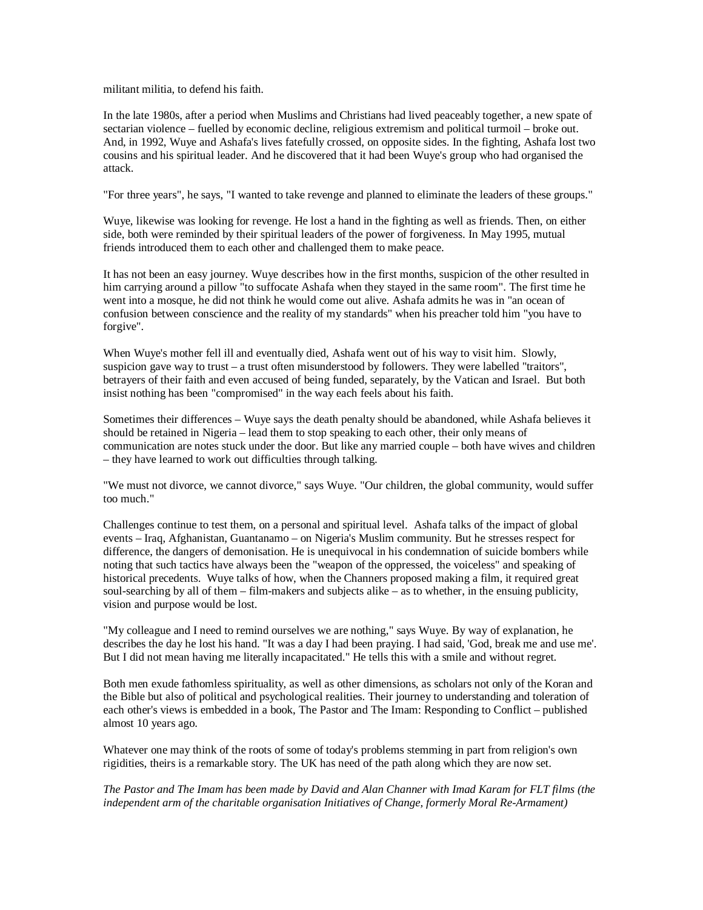militant militia, to defend his faith.

In the late 1980s, after a period when Muslims and Christians had lived peaceably together, a new spate of sectarian violence – fuelled by economic decline, religious extremism and political turmoil – broke out. And, in 1992, Wuye and Ashafa's lives fatefully crossed, on opposite sides. In the fighting, Ashafa lost two cousins and his spiritual leader. And he discovered that it had been Wuye's group who had organised the attack.

"For three years", he says, "I wanted to take revenge and planned to eliminate the leaders of these groups."

Wuye, likewise was looking for revenge. He lost a hand in the fighting as well as friends. Then, on either side, both were reminded by their spiritual leaders of the power of forgiveness. In May 1995, mutual friends introduced them to each other and challenged them to make peace.

It has not been an easy journey. Wuye describes how in the first months, suspicion of the other resulted in him carrying around a pillow "to suffocate Ashafa when they stayed in the same room". The first time he went into a mosque, he did not think he would come out alive. Ashafa admits he was in "an ocean of confusion between conscience and the reality of my standards" when his preacher told him "you have to forgive".

When Wuye's mother fell ill and eventually died, Ashafa went out of his way to visit him. Slowly, suspicion gave way to trust – a trust often misunderstood by followers. They were labelled "traitors", betrayers of their faith and even accused of being funded, separately, by the Vatican and Israel. But both insist nothing has been "compromised" in the way each feels about his faith.

Sometimes their differences – Wuye says the death penalty should be abandoned, while Ashafa believes it should be retained in Nigeria – lead them to stop speaking to each other, their only means of communication are notes stuck under the door. But like any married couple – both have wives and children – they have learned to work out difficulties through talking.

"We must not divorce, we cannot divorce," says Wuye. "Our children, the global community, would suffer too much."

Challenges continue to test them, on a personal and spiritual level. Ashafa talks of the impact of global events – Iraq, Afghanistan, Guantanamo – on Nigeria's Muslim community. But he stresses respect for difference, the dangers of demonisation. He is unequivocal in his condemnation of suicide bombers while noting that such tactics have always been the "weapon of the oppressed, the voiceless" and speaking of historical precedents. Wuye talks of how, when the Channers proposed making a film, it required great soul-searching by all of them – film-makers and subjects alike – as to whether, in the ensuing publicity, vision and purpose would be lost.

"My colleague and I need to remind ourselves we are nothing," says Wuye. By way of explanation, he describes the day he lost his hand. "It was a day I had been praying. I had said, 'God, break me and use me'. But I did not mean having me literally incapacitated." He tells this with a smile and without regret.

Both men exude fathomless spirituality, as well as other dimensions, as scholars not only of the Koran and the Bible but also of political and psychological realities. Their journey to understanding and toleration of each other's views is embedded in a book, The Pastor and The Imam: Responding to Conflict – published almost 10 years ago.

Whatever one may think of the roots of some of today's problems stemming in part from religion's own rigidities, theirs is a remarkable story. The UK has need of the path along which they are now set.

*The Pastor and The Imam has been made by David and Alan Channer with Imad Karam for FLT films (the independent arm of the charitable organisation Initiatives of Change, formerly Moral Re-Armament)*